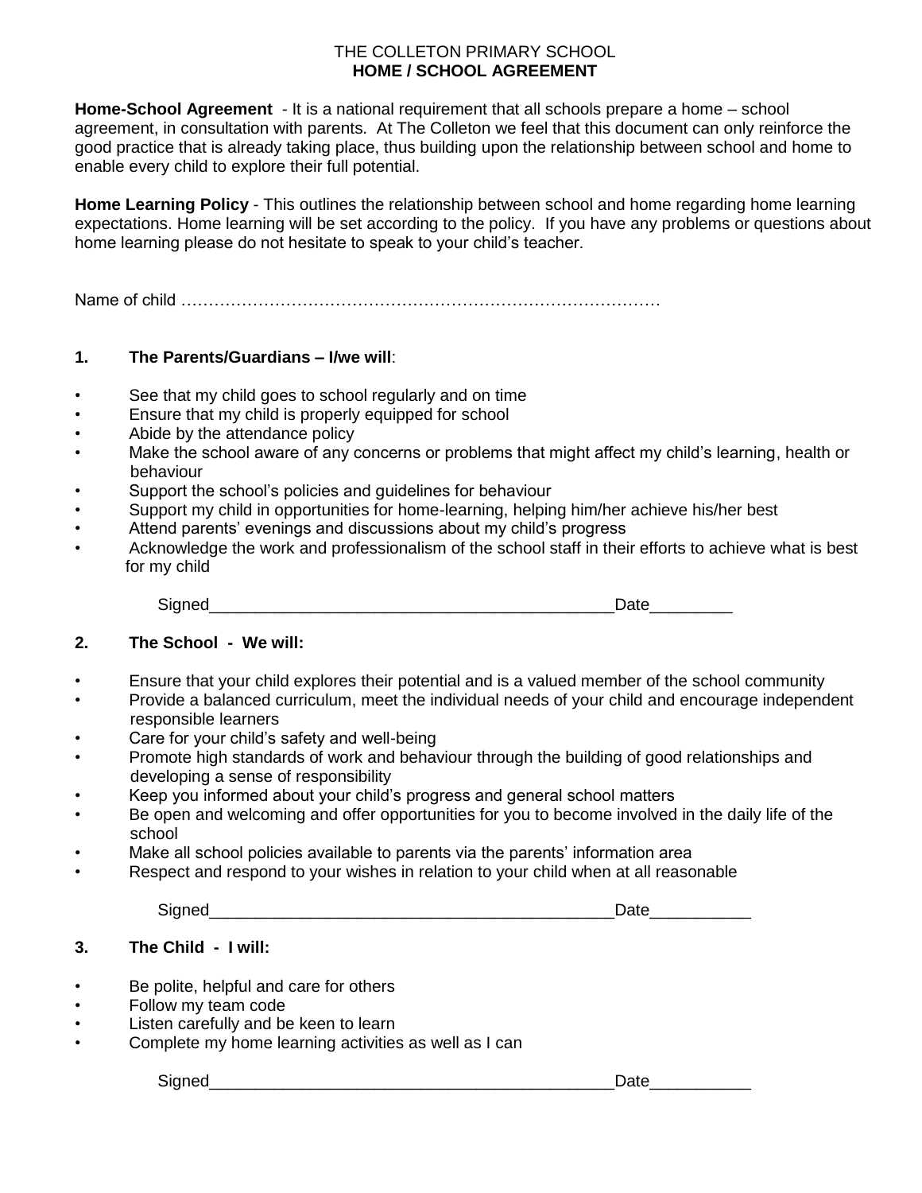THE COLLETON PRIMARY SCHOOL

# HOME / SCHOOL AGREEMENT

**Home-School Agreement** - It is a national requirement that all schools prepare a home – school agreement, in consultation with parents. At The Colleton we feel that this document can only reinforce the good practice that is already taking place, thus building upon the relationship between school and home to enable every child to explore their full potential.

**Home Learning Policy** - This outlines the relationship between school and home regarding home learning expectations. Home learning will be set according to the policy. If you have any problems or questions about home learning please do not hesitate to speak to your child's teacher.

Name of child ……………………………………………………………………………

## 1. The Parents/Guardians – I/we will:

- See that my child goes to school regularly and on time
- Ensure that my child is properly equipped for school
- Abide by the attendance policy
- Make the school aware of any concerns or problems that might affect my child's learning, health or behaviour
- Support the school's policies and guidelines for behaviour
- Support my child in opportunities for home-learning, helping him/her achieve his/her best
- Attend parents' evenings and discussions about my child's progress
- Acknowledge the work and professionalism of the school staff in their efforts to achieve what is best for my child

Signed____________________________________________Date_________

## 2. The School - We will:

- Ensure that your child explores their potential and is a valued member of the school community
- Provide a balanced curriculum, meet the individual needs of your child and encourage independent responsible learners
- Care for your child's safety and well-being
- Promote high standards of work and behaviour through the building of good relationships and developing a sense of responsibility
- Keep you informed about your child's progress and general school matters
- Be open and welcoming and offer opportunities for you to become involved in the daily life of the school
- Make all school policies available to parents via the parents' information area
- Respect and respond to your wishes in relation to your child when at all reasonable

Signed____________________________________________Date___________

## 3. The Child - I will:

- Be polite, helpful and care for others
- Follow my team code
- Listen carefully and be keen to learn
- Complete my home learning activities as well as I can

Signed____________________________________________Date___________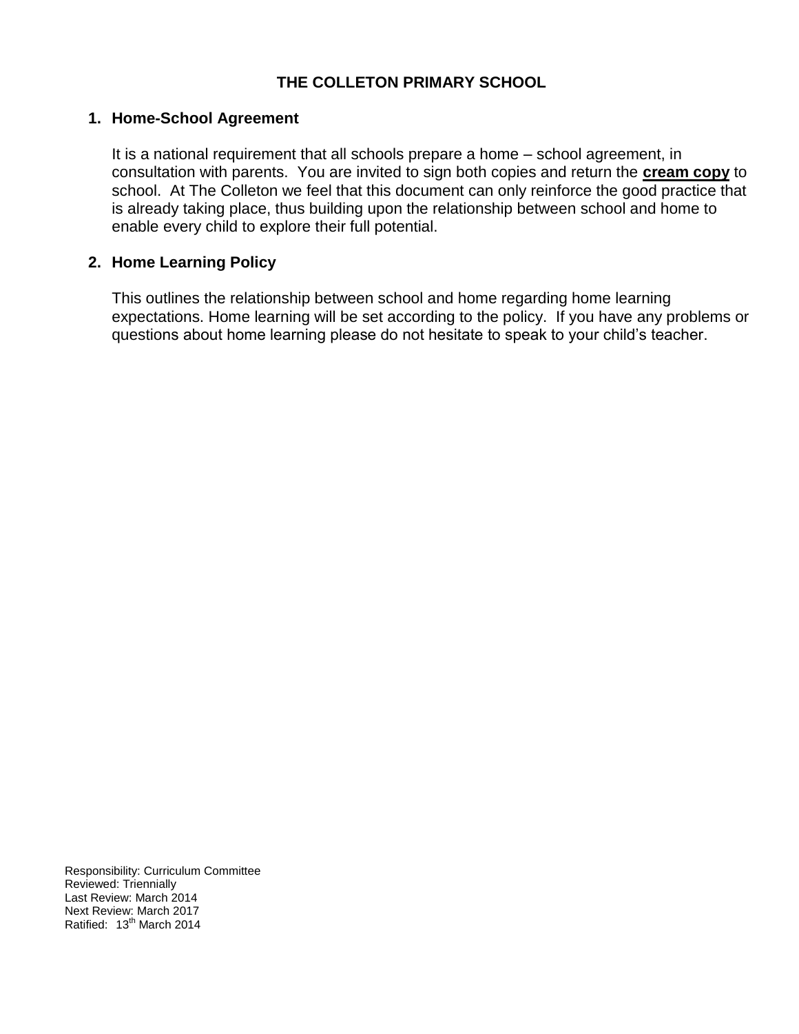# THE COLLETON PRIMARY SCHOOL

## 1. Home-School Agreement

It is a national requirement that all schools prepare a home – school agreement, in consultation with parents. You are invited to sign both copies and return the **cream copy** to school. At The Colleton we feel that this document can only reinforce the good practice that is already taking place, thus building upon the relationship between school and home to enable every child to explore their full potential.

## 2. Home Learning Policy

This outlines the relationship between school and home regarding home learning expectations. Home learning will be set according to the policy. If you have any problems or questions about home learning please do not hesitate to speak to your child's teacher.

Responsibility: Curriculum Committee
Reviewed: Triennially
Last Review: March 2014
Next Review: March 2017
Ratified: 13th March 2014